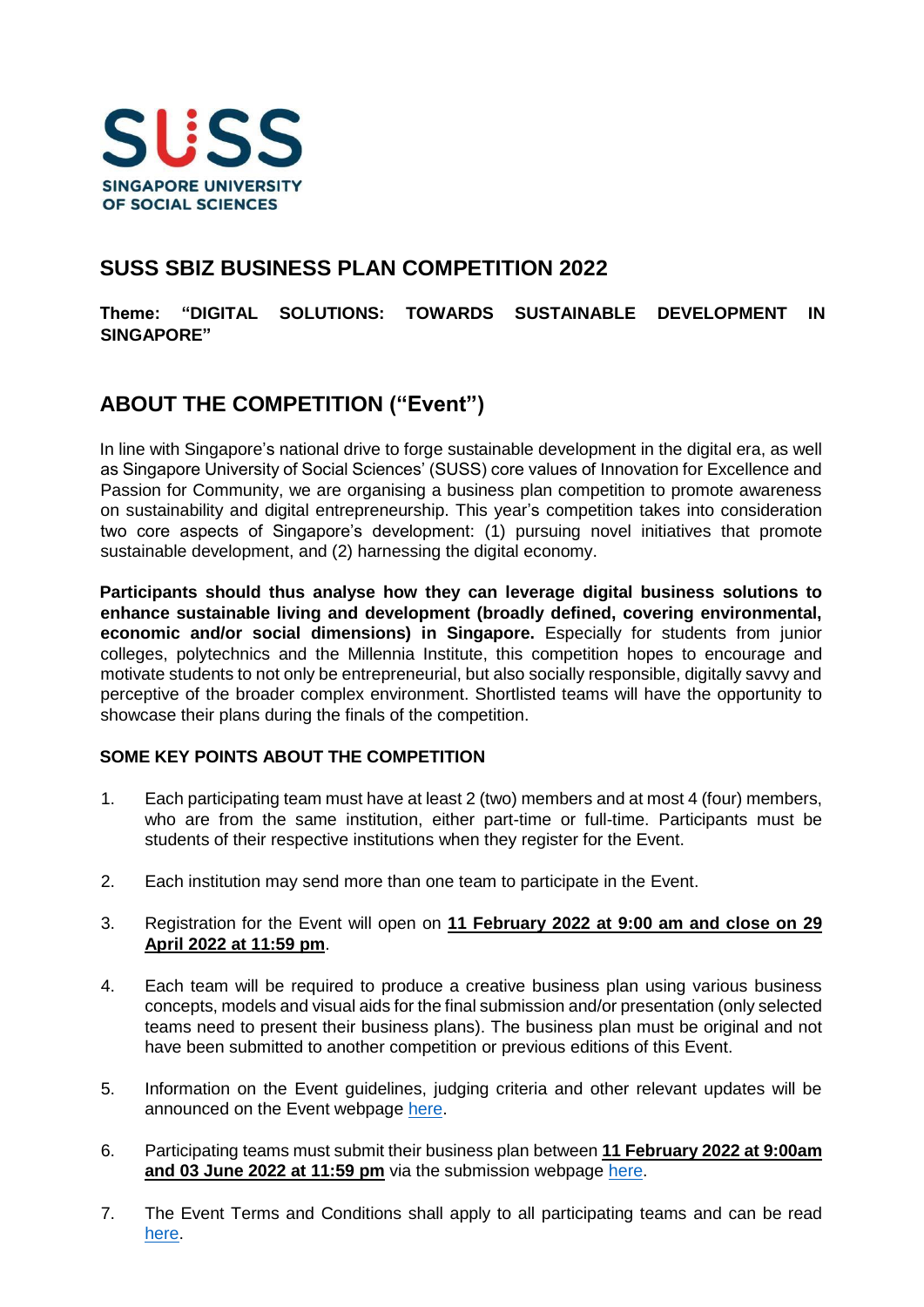SUSS

SINGAPORE UNIVERSITY OF SOCIAL SCIENCES

# SUSS SBIZ BUSINESS PLAN COMPETITION 2022

**Theme: "DIGITAL SOLUTIONS: TOWARDS SUSTAINABLE DEVELOPMENT IN SINGAPORE"**

## ABOUT THE COMPETITION ("Event")

In line with Singapore's national drive to forge sustainable development in the digital era, as well as Singapore University of Social Sciences' (SUSS) core values of Innovation for Excellence and Passion for Community, we are organising a business plan competition to promote awareness on sustainability and digital entrepreneurship. This year's competition takes into consideration two core aspects of Singapore's development: (1) pursuing novel initiatives that promote sustainable development, and (2) harnessing the digital economy.

**Participants should thus analyse how they can leverage digital business solutions to enhance sustainable living and development (broadly defined, covering environmental, economic and/or social dimensions) in Singapore.** Especially for students from junior colleges, polytechnics and the Millennia Institute, this competition hopes to encourage and motivate students to not only be entrepreneurial, but also socially responsible, digitally savvy and perceptive of the broader complex environment. Shortlisted teams will have the opportunity to showcase their plans during the finals of the competition.

### SOME KEY POINTS ABOUT THE COMPETITION

1. Each participating team must have at least 2 (two) members and at most 4 (four) members, who are from the same institution, either part-time or full-time. Participants must be students of their respective institutions when they register for the Event.

2. Each institution may send more than one team to participate in the Event.

3. Registration for the Event will open on **11 February 2022 at 9:00 am and close on 29 April 2022 at 11:59 pm**.

4. Each team will be required to produce a creative business plan using various business concepts, models and visual aids for the final submission and/or presentation (only selected teams need to present their business plans). The business plan must be original and not have been submitted to another competition or previous editions of this Event.

5. Information on the Event guidelines, judging criteria and other relevant updates will be announced on the Event webpage here.

6. Participating teams must submit their business plan between **11 February 2022 at 9:00am and 03 June 2022 at 11:59 pm** via the submission webpage here.

7. The Event Terms and Conditions shall apply to all participating teams and can be read here.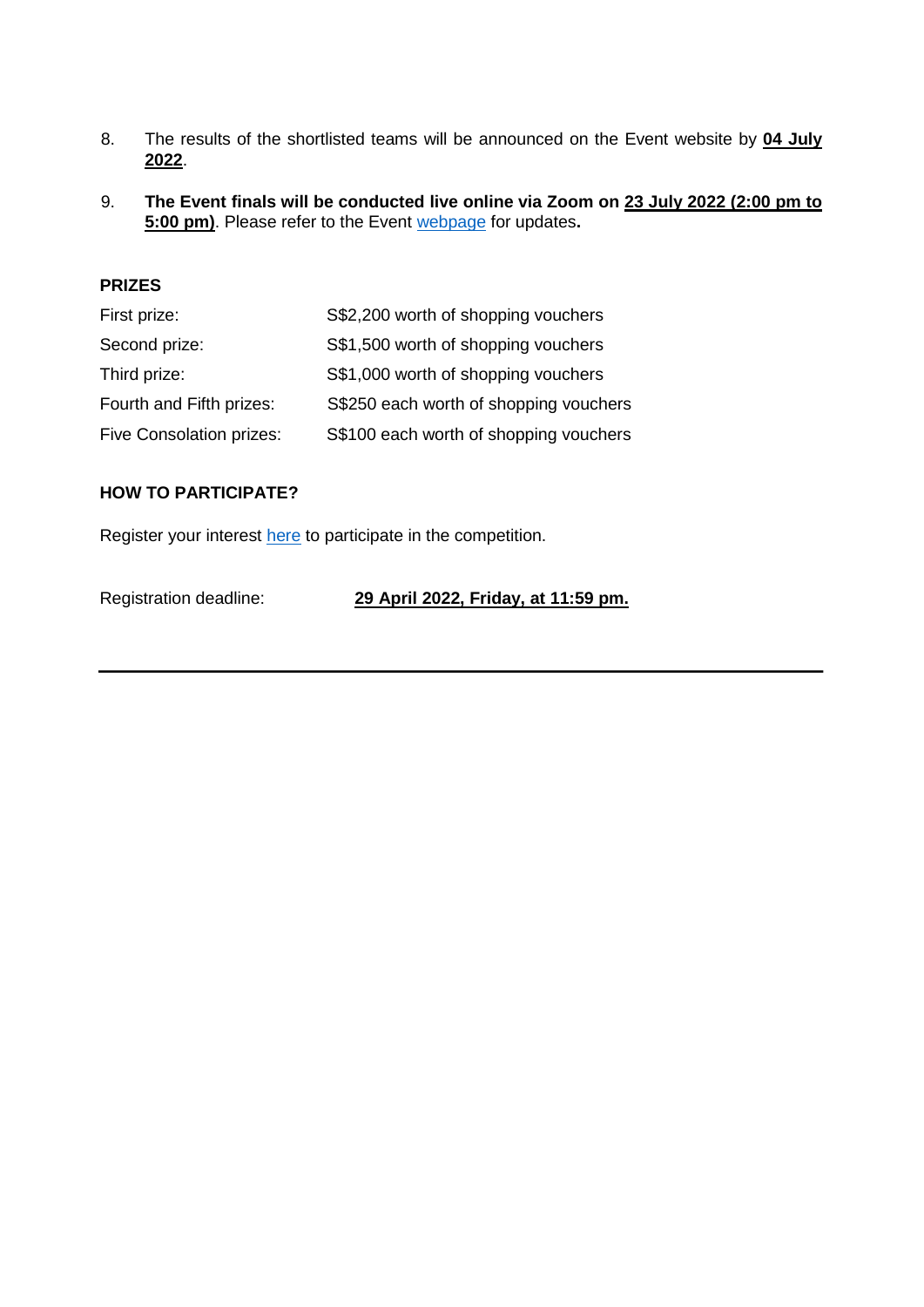8. The results of the shortlisted teams will be announced on the Event website by **04 July 2022**.

9. **The Event finals will be conducted live online via Zoom on 23 July 2022 (2:00 pm to 5:00 pm)**. Please refer to the Event webpage for updates**.**

**PRIZES**

| | |
|---|---|
| First prize: | S$2,200 worth of shopping vouchers |
| Second prize: | S$1,500 worth of shopping vouchers |
| Third prize: | S$1,000 worth of shopping vouchers |
| Fourth and Fifth prizes: | S$250 each worth of shopping vouchers |
| Five Consolation prizes: | S$100 each worth of shopping vouchers |

**HOW TO PARTICIPATE?**

Register your interest here to participate in the competition.

Registration deadline: **29 April 2022, Friday, at 11:59 pm.**